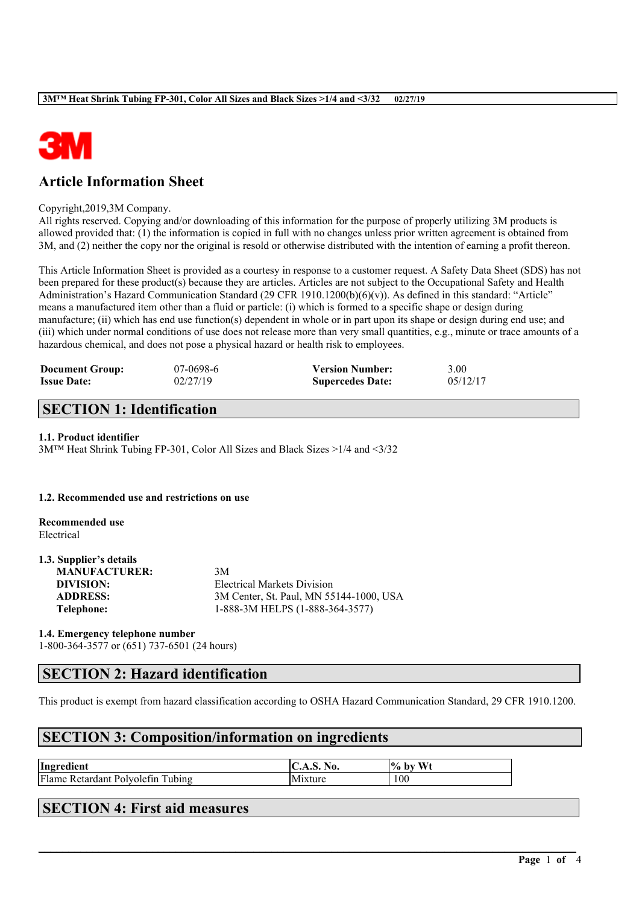# Article Information Sheet

Copyright,2019,3M Company.
All rights reserved. Copying and/or downloading of this information for the purpose of properly utilizing 3M products is allowed provided that: (1) the information is copied in full with no changes unless prior written agreement is obtained from 3M, and (2) neither the copy nor the original is resold or otherwise distributed with the intention of earning a profit thereon.

This Article Information Sheet is provided as a courtesy in response to a customer request. A Safety Data Sheet (SDS) has not been prepared for these product(s) because they are articles. Articles are not subject to the Occupational Safety and Health Administration's Hazard Communication Standard (29 CFR 1910.1200(b)(6)(v)). As defined in this standard: "Article" means a manufactured item other than a fluid or particle: (i) which is formed to a specific shape or design during manufacture; (ii) which has end use function(s) dependent in whole or in part upon its shape or design during end use; and (iii) which under normal conditions of use does not release more than very small quantities, e.g., minute or trace amounts of a hazardous chemical, and does not pose a physical hazard or health risk to employees.

| | | | |
|---|---|---|---|
| **Document Group:** | 07-0698-6 | **Version Number:** | 3.00 |
| **Issue Date:** | 02/27/19 | **Supercedes Date:** | 05/12/17 |

## SECTION 1: Identification

### 1.1. Product identifier

3M™ Heat Shrink Tubing FP-301, Color All Sizes and Black Sizes >1/4 and <3/32

### 1.2. Recommended use and restrictions on use

**Recommended use**
Electrical

### 1.3. Supplier's details

| | |
|---|---|
| **MANUFACTURER:** | 3M |
| **DIVISION:** | Electrical Markets Division |
| **ADDRESS:** | 3M Center, St. Paul, MN 55144-1000, USA |
| **Telephone:** | 1-888-3M HELPS (1-888-364-3577) |

### 1.4. Emergency telephone number

1-800-364-3577 or (651) 737-6501 (24 hours)

## SECTION 2: Hazard identification

This product is exempt from hazard classification according to OSHA Hazard Communication Standard, 29 CFR 1910.1200.

## SECTION 3: Composition/information on ingredients

| Ingredient | C.A.S. No. | % by Wt |
|---|---|---|
| Flame Retardant Polyolefin Tubing | Mixture | 100 |

## SECTION 4: First aid measures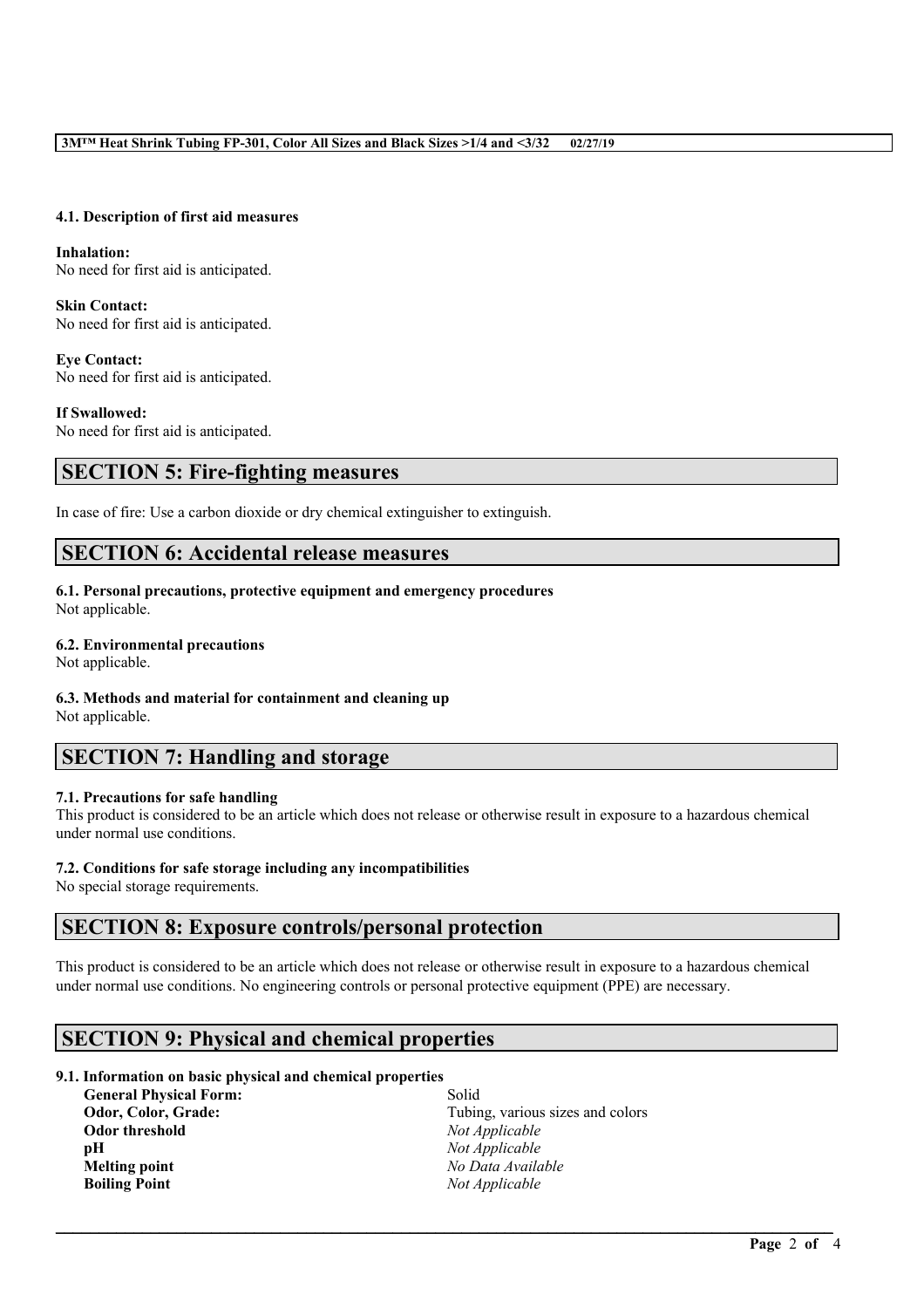### 4.1. Description of first aid measures

**Inhalation:**
No need for first aid is anticipated.

**Skin Contact:**
No need for first aid is anticipated.

**Eye Contact:**
No need for first aid is anticipated.

**If Swallowed:**
No need for first aid is anticipated.

## SECTION 5: Fire-fighting measures

In case of fire: Use a carbon dioxide or dry chemical extinguisher to extinguish.

## SECTION 6: Accidental release measures

**6.1. Personal precautions, protective equipment and emergency procedures**
Not applicable.

**6.2. Environmental precautions**
Not applicable.

**6.3. Methods and material for containment and cleaning up**
Not applicable.

## SECTION 7: Handling and storage

**7.1. Precautions for safe handling**
This product is considered to be an article which does not release or otherwise result in exposure to a hazardous chemical under normal use conditions.

**7.2. Conditions for safe storage including any incompatibilities**
No special storage requirements.

## SECTION 8: Exposure controls/personal protection

This product is considered to be an article which does not release or otherwise result in exposure to a hazardous chemical under normal use conditions. No engineering controls or personal protective equipment (PPE) are necessary.

## SECTION 9: Physical and chemical properties

**9.1. Information on basic physical and chemical properties**

| | |
|---|---|
| **General Physical Form:** | Solid |
| **Odor, Color, Grade:** | Tubing, various sizes and colors |
| **Odor threshold** | *Not Applicable* |
| **pH** | *Not Applicable* |
| **Melting point** | *No Data Available* |
| **Boiling Point** | *Not Applicable* |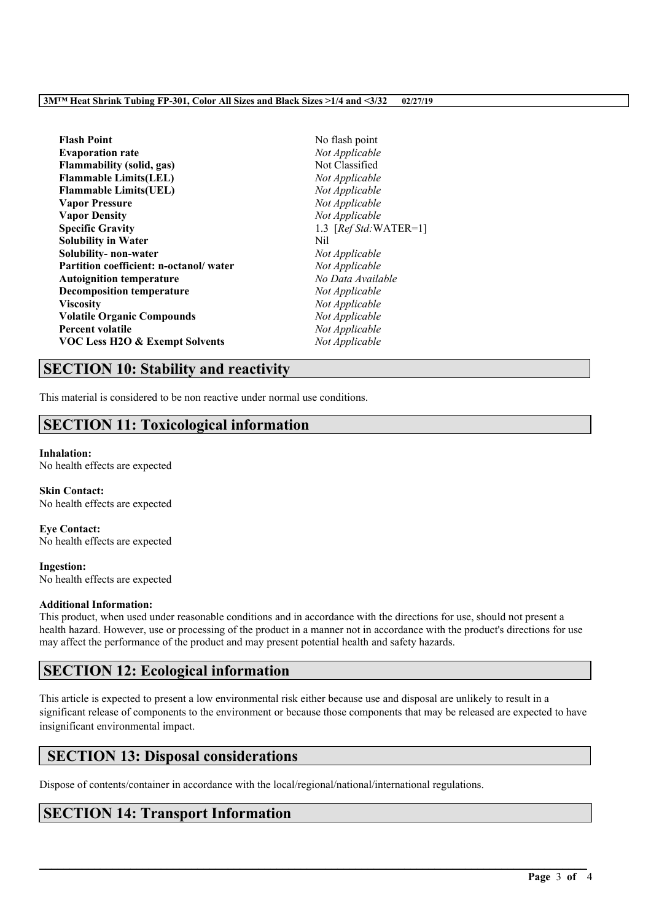| | |
|---|---|
| **Flash Point** | No flash point |
| **Evaporation rate** | *Not Applicable* |
| **Flammability (solid, gas)** | Not Classified |
| **Flammable Limits(LEL)** | *Not Applicable* |
| **Flammable Limits(UEL)** | *Not Applicable* |
| **Vapor Pressure** | *Not Applicable* |
| **Vapor Density** | *Not Applicable* |
| **Specific Gravity** | 1.3 [*Ref Std:*WATER=1] |
| **Solubility in Water** | Nil |
| **Solubility- non-water** | *Not Applicable* |
| **Partition coefficient: n-octanol/ water** | *Not Applicable* |
| **Autoignition temperature** | *No Data Available* |
| **Decomposition temperature** | *Not Applicable* |
| **Viscosity** | *Not Applicable* |
| **Volatile Organic Compounds** | *Not Applicable* |
| **Percent volatile** | *Not Applicable* |
| **VOC Less H2O & Exempt Solvents** | *Not Applicable* |

## SECTION 10: Stability and reactivity

This material is considered to be non reactive under normal use conditions.

## SECTION 11: Toxicological information

**Inhalation:**
No health effects are expected

**Skin Contact:**
No health effects are expected

**Eye Contact:**
No health effects are expected

**Ingestion:**
No health effects are expected

**Additional Information:**
This product, when used under reasonable conditions and in accordance with the directions for use, should not present a health hazard. However, use or processing of the product in a manner not in accordance with the product's directions for use may affect the performance of the product and may present potential health and safety hazards.

## SECTION 12: Ecological information

This article is expected to present a low environmental risk either because use and disposal are unlikely to result in a significant release of components to the environment or because those components that may be released are expected to have insignificant environmental impact.

## SECTION 13: Disposal considerations

Dispose of contents/container in accordance with the local/regional/national/international regulations.

## SECTION 14: Transport Information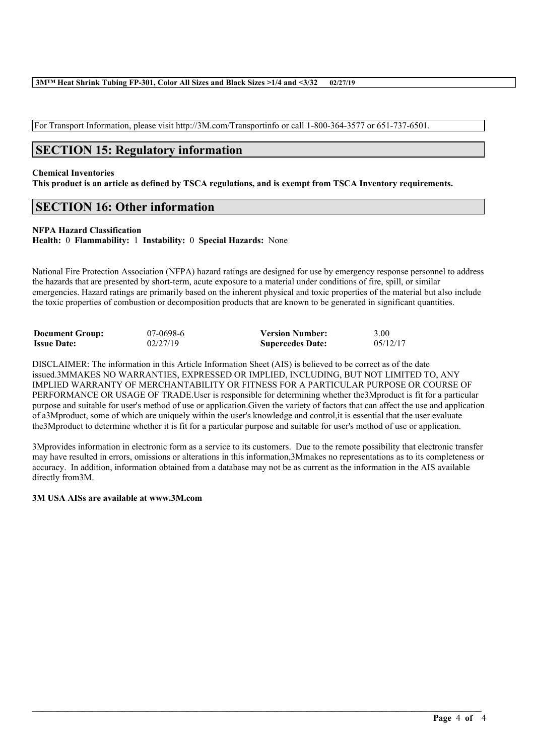For Transport Information, please visit http://3M.com/Transportinfo or call 1-800-364-3577 or 651-737-6501.

## SECTION 15: Regulatory information

**Chemical Inventories**

**This product is an article as defined by TSCA regulations, and is exempt from TSCA Inventory requirements.**

## SECTION 16: Other information

**NFPA Hazard Classification**

**Health:** 0 **Flammability:** 1 **Instability:** 0 **Special Hazards:** None

National Fire Protection Association (NFPA) hazard ratings are designed for use by emergency response personnel to address the hazards that are presented by short-term, acute exposure to a material under conditions of fire, spill, or similar emergencies. Hazard ratings are primarily based on the inherent physical and toxic properties of the material but also include the toxic properties of combustion or decomposition products that are known to be generated in significant quantities.

| | | | |
|---|---|---|---|
| **Document Group:** | 07-0698-6 | **Version Number:** | 3.00 |
| **Issue Date:** | 02/27/19 | **Supercedes Date:** | 05/12/17 |

DISCLAIMER: The information in this Article Information Sheet (AIS) is believed to be correct as of the date issued.3MMAKES NO WARRANTIES, EXPRESSED OR IMPLIED, INCLUDING, BUT NOT LIMITED TO, ANY IMPLIED WARRANTY OF MERCHANTABILITY OR FITNESS FOR A PARTICULAR PURPOSE OR COURSE OF PERFORMANCE OR USAGE OF TRADE.User is responsible for determining whether the3Mproduct is fit for a particular purpose and suitable for user's method of use or application.Given the variety of factors that can affect the use and application of a3Mproduct, some of which are uniquely within the user's knowledge and control,it is essential that the user evaluate the3Mproduct to determine whether it is fit for a particular purpose and suitable for user's method of use or application.

3Mprovides information in electronic form as a service to its customers. Due to the remote possibility that electronic transfer may have resulted in errors, omissions or alterations in this information,3Mmakes no representations as to its completeness or accuracy. In addition, information obtained from a database may not be as current as the information in the AIS available directly from3M.

**3M USA AISs are available at www.3M.com**